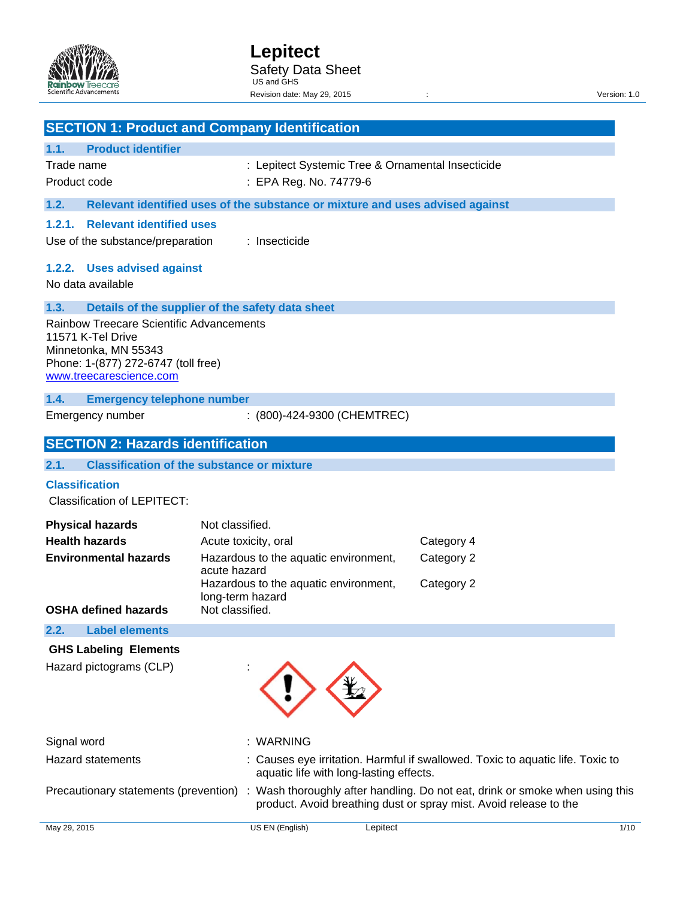# Lepitect

Safety Data Sheet

US and GHS

Revision date: May 29, 2015 : Version: 1.0

## SECTION 1: Product and Company Identification

### 1.1. Product identifier

Trade name : Lepitect Systemic Tree & Ornamental Insecticide

Product code : EPA Reg. No. 74779-6

### 1.2. Relevant identified uses of the substance or mixture and uses advised against

#### 1.2.1. Relevant identified uses

Use of the substance/preparation : Insecticide

#### 1.2.2. Uses advised against

No data available

### 1.3. Details of the supplier of the safety data sheet

Rainbow Treecare Scientific Advancements
11571 K-Tel Drive
Minnetonka, MN 55343
Phone: 1-(877) 272-6747 (toll free)
www.treecarescience.com

### 1.4. Emergency telephone number

Emergency number : (800)-424-9300 (CHEMTREC)

## SECTION 2: Hazards identification

### 2.1. Classification of the substance or mixture

**Classification**

Classification of LEPITECT:

| | | |
|---|---|---|
| **Physical hazards** | Not classified. | |
| **Health hazards** | Acute toxicity, oral | Category 4 |
| **Environmental hazards** | Hazardous to the aquatic environment, acute hazard | Category 2 |
| | Hazardous to the aquatic environment, long-term hazard | Category 2 |
| **OSHA defined hazards** | Not classified. | |

### 2.2. Label elements

**GHS Labeling Elements**

Hazard pictograms (CLP) :

Signal word : WARNING

Hazard statements : Causes eye irritation. Harmful if swallowed. Toxic to aquatic life. Toxic to aquatic life with long-lasting effects.

Precautionary statements (prevention) : Wash thoroughly after handling. Do not eat, drink or smoke when using this product. Avoid breathing dust or spray mist. Avoid release to the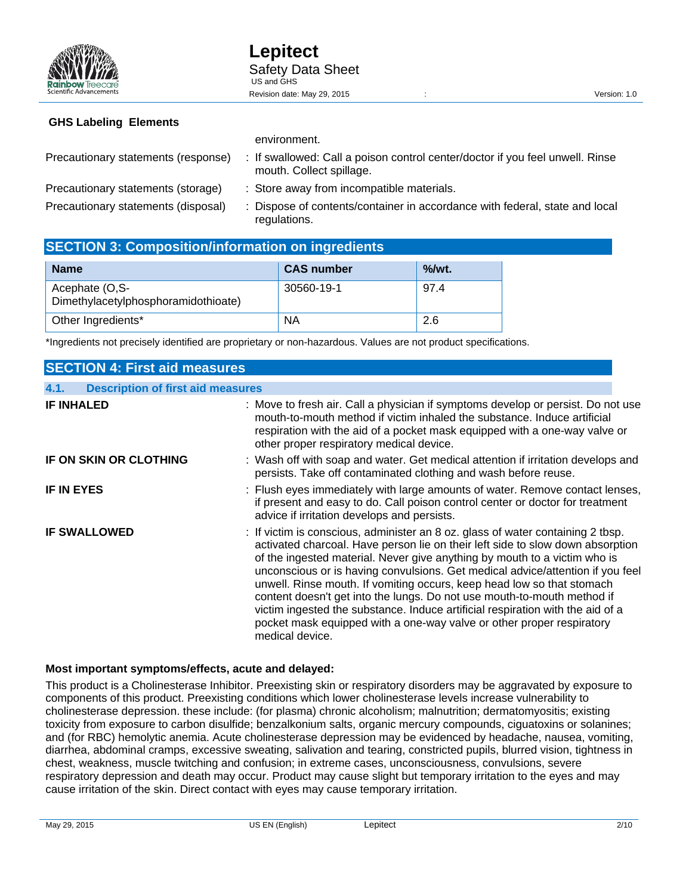**GHS Labeling Elements**

environment.

| | |
|---|---|
| Precautionary statements (response) | : If swallowed: Call a poison control center/doctor if you feel unwell. Rinse mouth. Collect spillage. |
| Precautionary statements (storage) | : Store away from incompatible materials. |
| Precautionary statements (disposal) | : Dispose of contents/container in accordance with federal, state and local regulations. |

## SECTION 3: Composition/information on ingredients

| Name | CAS number | %/wt. |
|---|---|---|
| Acephate (O,S-Dimethylacetylphosphoramidothioate) | 30560-19-1 | 97.4 |
| Other Ingredients* | NA | 2.6 |

*Ingredients not precisely identified are proprietary or non-hazardous. Values are not product specifications.

## SECTION 4: First aid measures

### 4.1. Description of first aid measures

**IF INHALED** : Move to fresh air. Call a physician if symptoms develop or persist. Do not use mouth-to-mouth method if victim inhaled the substance. Induce artificial respiration with the aid of a pocket mask equipped with a one-way valve or other proper respiratory medical device.

**IF ON SKIN OR CLOTHING** : Wash off with soap and water. Get medical attention if irritation develops and persists. Take off contaminated clothing and wash before reuse.

**IF IN EYES** : Flush eyes immediately with large amounts of water. Remove contact lenses, if present and easy to do. Call poison control center or doctor for treatment advice if irritation develops and persists.

**IF SWALLOWED** : If victim is conscious, administer an 8 oz. glass of water containing 2 tbsp. activated charcoal. Have person lie on their left side to slow down absorption of the ingested material. Never give anything by mouth to a victim who is unconscious or is having convulsions. Get medical advice/attention if you feel unwell. Rinse mouth. If vomiting occurs, keep head low so that stomach content doesn't get into the lungs. Do not use mouth-to-mouth method if victim ingested the substance. Induce artificial respiration with the aid of a pocket mask equipped with a one-way valve or other proper respiratory medical device.

**Most important symptoms/effects, acute and delayed:**

This product is a Cholinesterase Inhibitor. Preexisting skin or respiratory disorders may be aggravated by exposure to components of this product. Preexisting conditions which lower cholinesterase levels increase vulnerability to cholinesterase depression. these include: (for plasma) chronic alcoholism; malnutrition; dermatomyositis; existing toxicity from exposure to carbon disulfide; benzalkonium salts, organic mercury compounds, ciguatoxins or solanines; and (for RBC) hemolytic anemia. Acute cholinesterase depression may be evidenced by headache, nausea, vomiting, diarrhea, abdominal cramps, excessive sweating, salivation and tearing, constricted pupils, blurred vision, tightness in chest, weakness, muscle twitching and confusion; in extreme cases, unconsciousness, convulsions, severe respiratory depression and death may occur. Product may cause slight but temporary irritation to the eyes and may cause irritation of the skin. Direct contact with eyes may cause temporary irritation.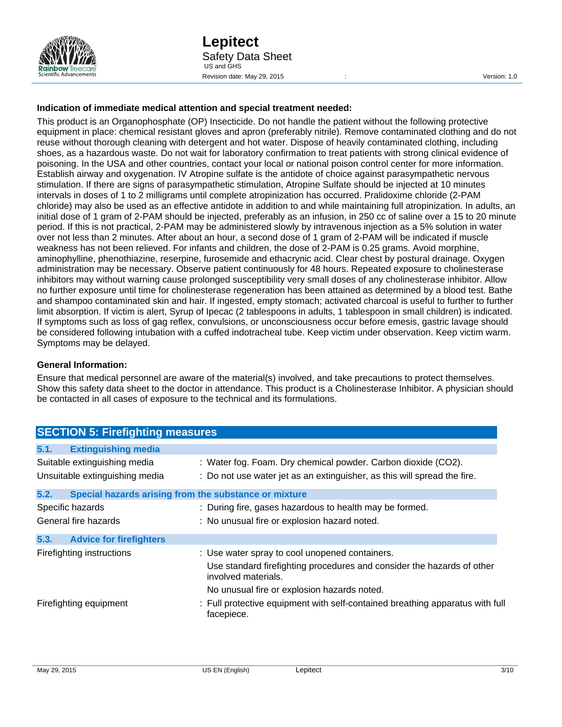**Indication of immediate medical attention and special treatment needed:**

This product is an Organophosphate (OP) Insecticide. Do not handle the patient without the following protective equipment in place: chemical resistant gloves and apron (preferably nitrile). Remove contaminated clothing and do not reuse without thorough cleaning with detergent and hot water. Dispose of heavily contaminated clothing, including shoes, as a hazardous waste. Do not wait for laboratory confirmation to treat patients with strong clinical evidence of poisoning. In the USA and other countries, contact your local or national poison control center for more information. Establish airway and oxygenation. IV Atropine sulfate is the antidote of choice against parasympathetic nervous stimulation. If there are signs of parasympathetic stimulation, Atropine Sulfate should be injected at 10 minutes intervals in doses of 1 to 2 milligrams until complete atropinization has occurred. Pralidoxime chloride (2-PAM chloride) may also be used as an effective antidote in addition to and while maintaining full atropinization. In adults, an initial dose of 1 gram of 2-PAM should be injected, preferably as an infusion, in 250 cc of saline over a 15 to 20 minute period. If this is not practical, 2-PAM may be administered slowly by intravenous injection as a 5% solution in water over not less than 2 minutes. After about an hour, a second dose of 1 gram of 2-PAM will be indicated if muscle weakness has not been relieved. For infants and children, the dose of 2-PAM is 0.25 grams. Avoid morphine, aminophylline, phenothiazine, reserpine, furosemide and ethacrynic acid. Clear chest by postural drainage. Oxygen administration may be necessary. Observe patient continuously for 48 hours. Repeated exposure to cholinesterase inhibitors may without warning cause prolonged susceptibility very small doses of any cholinesterase inhibitor. Allow no further exposure until time for cholinesterase regeneration has been attained as determined by a blood test. Bathe and shampoo contaminated skin and hair. If ingested, empty stomach; activated charcoal is useful to further to further limit absorption. If victim is alert, Syrup of Ipecac (2 tablespoons in adults, 1 tablespoon in small children) is indicated. If symptoms such as loss of gag reflex, convulsions, or unconsciousness occur before emesis, gastric lavage should be considered following intubation with a cuffed indotracheal tube. Keep victim under observation. Keep victim warm. Symptoms may be delayed.

**General Information:**

Ensure that medical personnel are aware of the material(s) involved, and take precautions to protect themselves. Show this safety data sheet to the doctor in attendance. This product is a Cholinesterase Inhibitor. A physician should be contacted in all cases of exposure to the technical and its formulations.

## SECTION 5: Firefighting measures

### 5.1. Extinguishing media

Suitable extinguishing media : Water fog. Foam. Dry chemical powder. Carbon dioxide ($CO_2$).

Unsuitable extinguishing media : Do not use water jet as an extinguisher, as this will spread the fire.

### 5.2. Special hazards arising from the substance or mixture

Specific hazards : During fire, gases hazardous to health may be formed.

General fire hazards : No unusual fire or explosion hazard noted.

### 5.3. Advice for firefighters

Firefighting instructions : Use water spray to cool unopened containers.

Use standard firefighting procedures and consider the hazards of other involved materials.

No unusual fire or explosion hazards noted.

Firefighting equipment : Full protective equipment with self-contained breathing apparatus with full facepiece.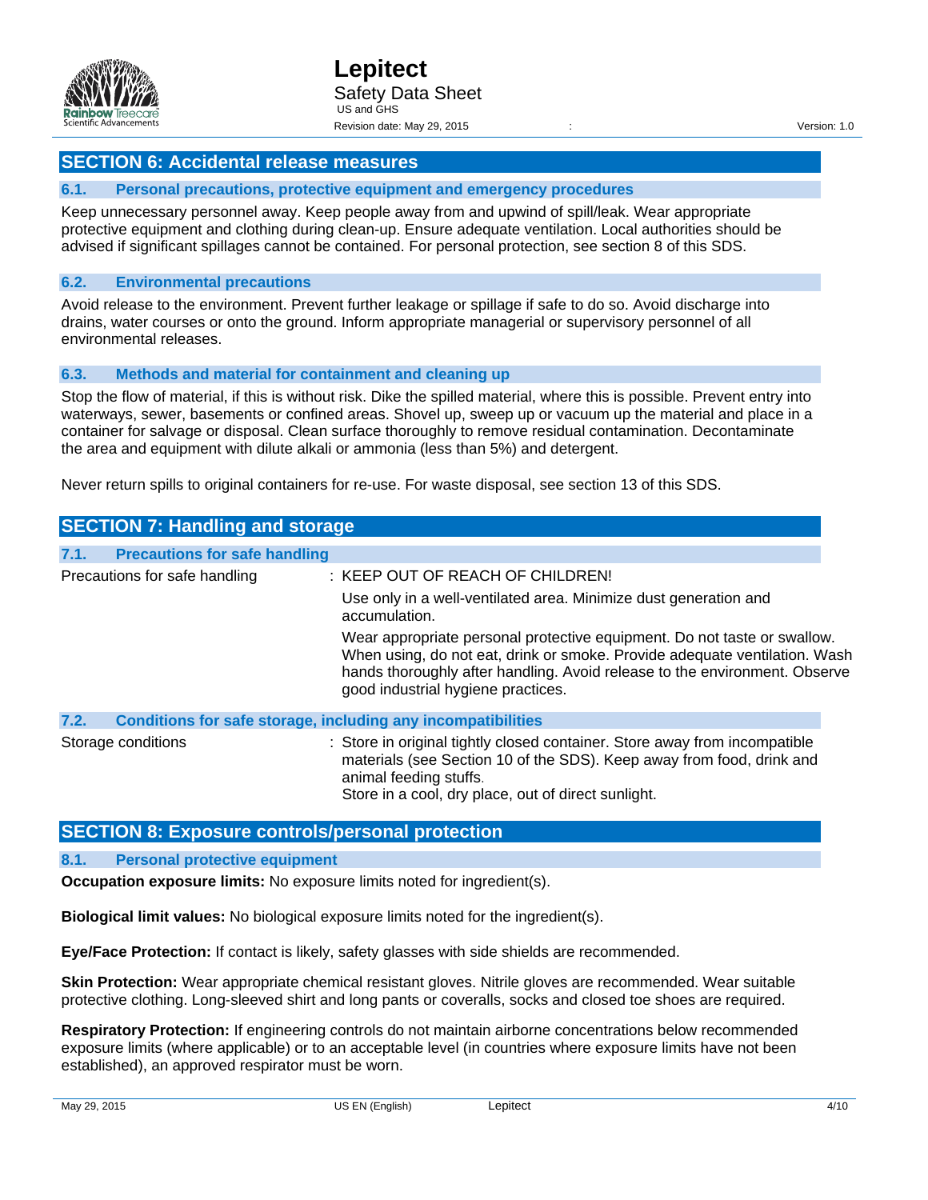## SECTION 6: Accidental release measures

### 6.1. Personal precautions, protective equipment and emergency procedures

Keep unnecessary personnel away. Keep people away from and upwind of spill/leak. Wear appropriate protective equipment and clothing during clean-up. Ensure adequate ventilation. Local authorities should be advised if significant spillages cannot be contained. For personal protection, see section 8 of this SDS.

### 6.2. Environmental precautions

Avoid release to the environment. Prevent further leakage or spillage if safe to do so. Avoid discharge into drains, water courses or onto the ground. Inform appropriate managerial or supervisory personnel of all environmental releases.

### 6.3. Methods and material for containment and cleaning up

Stop the flow of material, if this is without risk. Dike the spilled material, where this is possible. Prevent entry into waterways, sewer, basements or confined areas. Shovel up, sweep up or vacuum up the material and place in a container for salvage or disposal. Clean surface thoroughly to remove residual contamination. Decontaminate the area and equipment with dilute alkali or ammonia (less than 5%) and detergent.

Never return spills to original containers for re-use. For waste disposal, see section 13 of this SDS.

## SECTION 7: Handling and storage

### 7.1. Precautions for safe handling

Precautions for safe handling : KEEP OUT OF REACH OF CHILDREN!

Use only in a well-ventilated area. Minimize dust generation and accumulation.

Wear appropriate personal protective equipment. Do not taste or swallow. When using, do not eat, drink or smoke. Provide adequate ventilation. Wash hands thoroughly after handling. Avoid release to the environment. Observe good industrial hygiene practices.

### 7.2. Conditions for safe storage, including any incompatibilities

Storage conditions : Store in original tightly closed container. Store away from incompatible materials (see Section 10 of the SDS). Keep away from food, drink and animal feeding stuffs.
Store in a cool, dry place, out of direct sunlight.

## SECTION 8: Exposure controls/personal protection

### 8.1. Personal protective equipment

**Occupation exposure limits:** No exposure limits noted for ingredient(s).

**Biological limit values:** No biological exposure limits noted for the ingredient(s).

**Eye/Face Protection:** If contact is likely, safety glasses with side shields are recommended.

**Skin Protection:** Wear appropriate chemical resistant gloves. Nitrile gloves are recommended. Wear suitable protective clothing. Long-sleeved shirt and long pants or coveralls, socks and closed toe shoes are required.

**Respiratory Protection:** If engineering controls do not maintain airborne concentrations below recommended exposure limits (where applicable) or to an acceptable level (in countries where exposure limits have not been established), an approved respirator must be worn.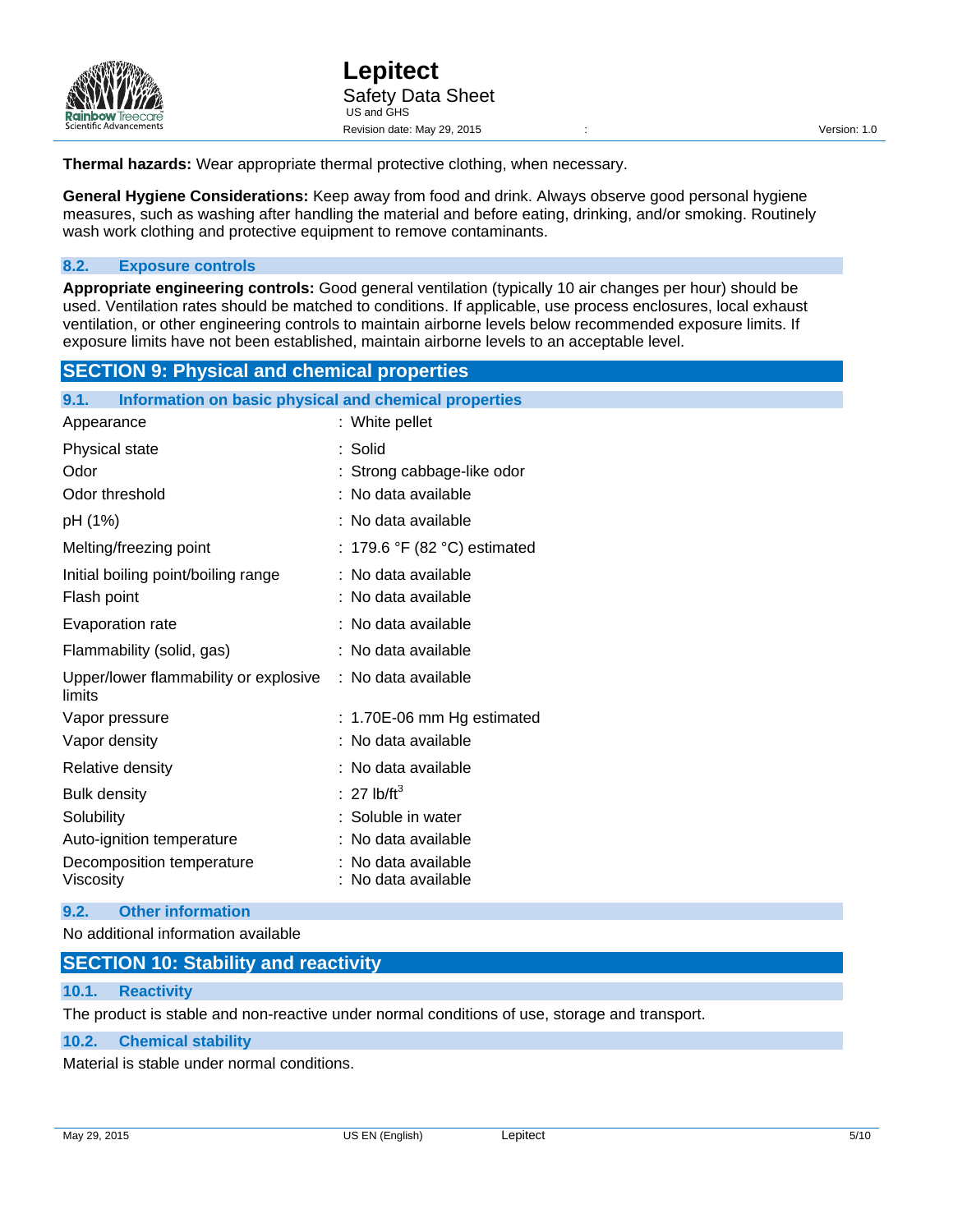**Thermal hazards:** Wear appropriate thermal protective clothing, when necessary.

**General Hygiene Considerations:** Keep away from food and drink. Always observe good personal hygiene measures, such as washing after handling the material and before eating, drinking, and/or smoking. Routinely wash work clothing and protective equipment to remove contaminants.

### 8.2. Exposure controls

**Appropriate engineering controls:** Good general ventilation (typically 10 air changes per hour) should be used. Ventilation rates should be matched to conditions. If applicable, use process enclosures, local exhaust ventilation, or other engineering controls to maintain airborne levels below recommended exposure limits. If exposure limits have not been established, maintain airborne levels to an acceptable level.

## SECTION 9: Physical and chemical properties

### 9.1. Information on basic physical and chemical properties

| Property | Value |
|---|---|
| Appearance | White pellet |
| Physical state | Solid |
| Odor | Strong cabbage-like odor |
| Odor threshold | No data available |
| pH (1%) | No data available |
| Melting/freezing point | 179.6 °F (82 °C) estimated |
| Initial boiling point/boiling range | No data available |
| Flash point | No data available |
| Evaporation rate | No data available |
| Flammability (solid, gas) | No data available |
| Upper/lower flammability or explosive limits | No data available |
| Vapor pressure | 1.70E-06 mm Hg estimated |
| Vapor density | No data available |
| Relative density | No data available |
| Bulk density | 27 $lb/ft^3$ |
| Solubility | Soluble in water |
| Auto-ignition temperature | No data available |
| Decomposition temperature | No data available |
| Viscosity | No data available |

### 9.2. Other information

No additional information available

## SECTION 10: Stability and reactivity

### 10.1. Reactivity

The product is stable and non-reactive under normal conditions of use, storage and transport.

### 10.2. Chemical stability

Material is stable under normal conditions.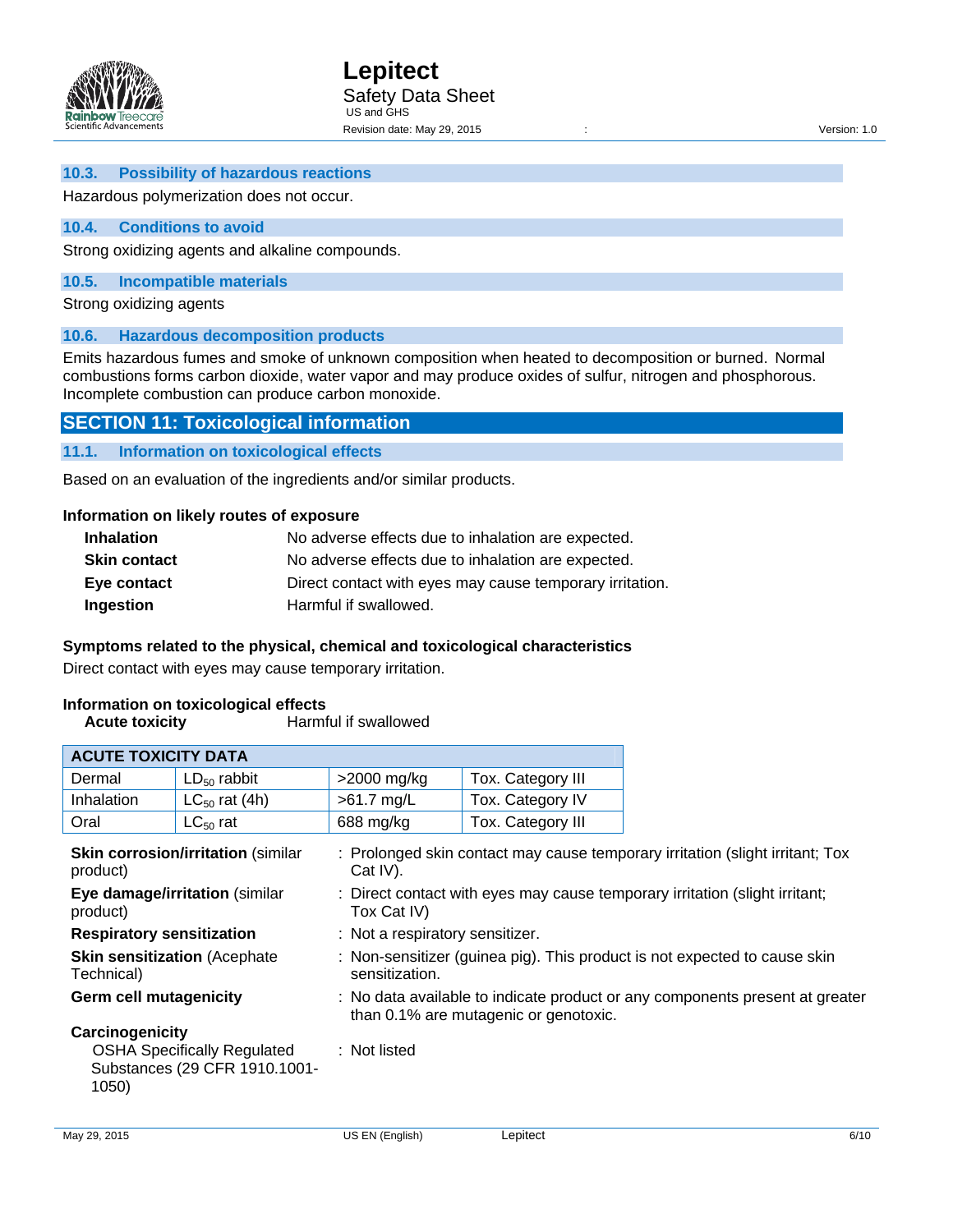### 10.3. Possibility of hazardous reactions

Hazardous polymerization does not occur.

### 10.4. Conditions to avoid

Strong oxidizing agents and alkaline compounds.

### 10.5. Incompatible materials

Strong oxidizing agents

### 10.6. Hazardous decomposition products

Emits hazardous fumes and smoke of unknown composition when heated to decomposition or burned. Normal combustions forms carbon dioxide, water vapor and may produce oxides of sulfur, nitrogen and phosphorous. Incomplete combustion can produce carbon monoxide.

## SECTION 11: Toxicological information

### 11.1. Information on toxicological effects

Based on an evaluation of the ingredients and/or similar products.

**Information on likely routes of exposure**

| | |
|---|---|
| **Inhalation** | No adverse effects due to inhalation are expected. |
| **Skin contact** | No adverse effects due to inhalation are expected. |
| **Eye contact** | Direct contact with eyes may cause temporary irritation. |
| **Ingestion** | Harmful if swallowed. |

**Symptoms related to the physical, chemical and toxicological characteristics**

Direct contact with eyes may cause temporary irritation.

**Information on toxicological effects**

**Acute toxicity** Harmful if swallowed

| ACUTE TOXICITY DATA | | | |
|---|---|---|---|
| Dermal | $LD_{50}$ rabbit | >2000 mg/kg | Tox. Category III |
| Inhalation | $LC_{50}$ rat (4h) | >61.7 mg/L | Tox. Category IV |
| Oral | $LC_{50}$ rat | 688 mg/kg | Tox. Category III |

| | |
|---|---|
| **Skin corrosion/irritation** (similar product) | : Prolonged skin contact may cause temporary irritation (slight irritant; Tox Cat IV). |
| **Eye damage/irritation** (similar product) | : Direct contact with eyes may cause temporary irritation (slight irritant; Tox Cat IV) |
| **Respiratory sensitization** | : Not a respiratory sensitizer. |
| **Skin sensitization** (Acephate Technical) | : Non-sensitizer (guinea pig). This product is not expected to cause skin sensitization. |
| **Germ cell mutagenicity** | : No data available to indicate product or any components present at greater than 0.1% are mutagenic or genotoxic. |
| **Carcinogenicity** | |
| OSHA Specifically Regulated Substances (29 CFR 1910.1001-1050) | : Not listed |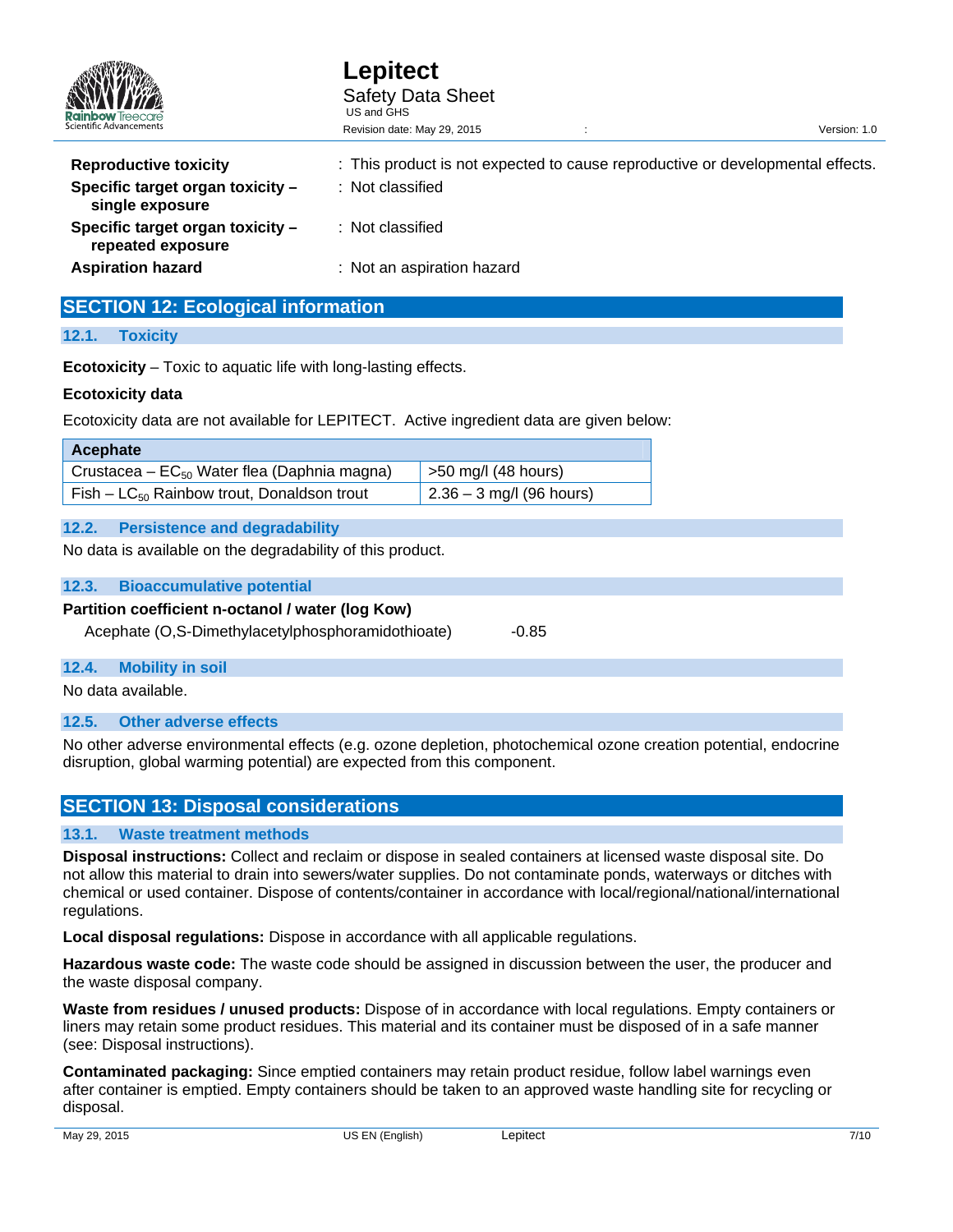**Reproductive toxicity** : This product is not expected to cause reproductive or developmental effects.

**Specific target organ toxicity – single exposure** : Not classified

**Specific target organ toxicity – repeated exposure** : Not classified

**Aspiration hazard** : Not an aspiration hazard

## SECTION 12: Ecological information

### 12.1. Toxicity

**Ecotoxicity** – Toxic to aquatic life with long-lasting effects.

**Ecotoxicity data**

Ecotoxicity data are not available for LEPITECT. Active ingredient data are given below:

| Acephate | |
|---|---|
| Crustacea – $EC_{50}$ Water flea (Daphnia magna) | >50 mg/l (48 hours) |
| Fish – $LC_{50}$ Rainbow trout, Donaldson trout | 2.36 – 3 mg/l (96 hours) |

### 12.2. Persistence and degradability

No data is available on the degradability of this product.

### 12.3. Bioaccumulative potential

**Partition coefficient n-octanol / water (log Kow)**

Acephate (O,S-Dimethylacetylphosphoramidothioate) -0.85

### 12.4. Mobility in soil

No data available.

### 12.5. Other adverse effects

No other adverse environmental effects (e.g. ozone depletion, photochemical ozone creation potential, endocrine disruption, global warming potential) are expected from this component.

## SECTION 13: Disposal considerations

### 13.1. Waste treatment methods

**Disposal instructions:** Collect and reclaim or dispose in sealed containers at licensed waste disposal site. Do not allow this material to drain into sewers/water supplies. Do not contaminate ponds, waterways or ditches with chemical or used container. Dispose of contents/container in accordance with local/regional/national/international regulations.

**Local disposal regulations:** Dispose in accordance with all applicable regulations.

**Hazardous waste code:** The waste code should be assigned in discussion between the user, the producer and the waste disposal company.

**Waste from residues / unused products:** Dispose of in accordance with local regulations. Empty containers or liners may retain some product residues. This material and its container must be disposed of in a safe manner (see: Disposal instructions).

**Contaminated packaging:** Since emptied containers may retain product residue, follow label warnings even after container is emptied. Empty containers should be taken to an approved waste handling site for recycling or disposal.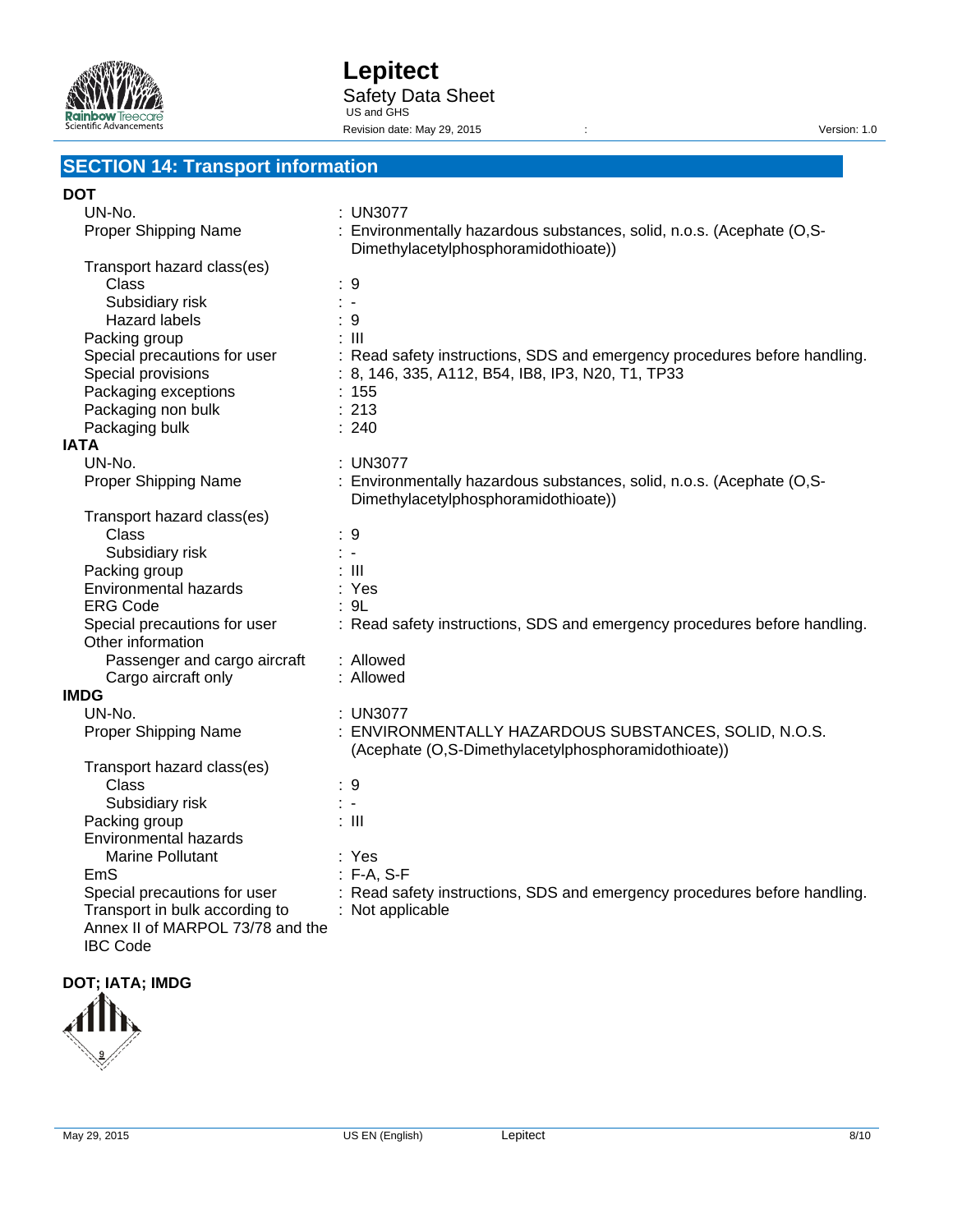## SECTION 14: Transport information

**DOT**

| | |
|---|---|
| UN-No. | : UN3077 |
| Proper Shipping Name | : Environmentally hazardous substances, solid, n.o.s. (Acephate (O,S-Dimethylacetylphosphoramidothioate)) |
| Transport hazard class(es) | |
| Class | : 9 |
| Subsidiary risk | : - |
| Hazard labels | : 9 |
| Packing group | : III |
| Special precautions for user | : Read safety instructions, SDS and emergency procedures before handling. |
| Special provisions | : 8, 146, 335, A112, B54, IB8, IP3, N20, T1, TP33 |
| Packaging exceptions | : 155 |
| Packaging non bulk | : 213 |
| Packaging bulk | : 240 |

**IATA**

| | |
|---|---|
| UN-No. | : UN3077 |
| Proper Shipping Name | : Environmentally hazardous substances, solid, n.o.s. (Acephate (O,S-Dimethylacetylphosphoramidothioate)) |
| Transport hazard class(es) | |
| Class | : 9 |
| Subsidiary risk | : - |
| Packing group | : III |
| Environmental hazards | : Yes |
| ERG Code | : 9L |
| Special precautions for user | : Read safety instructions, SDS and emergency procedures before handling. |
| Other information | |
| Passenger and cargo aircraft | : Allowed |
| Cargo aircraft only | : Allowed |

**IMDG**

| | |
|---|---|
| UN-No. | : UN3077 |
| Proper Shipping Name | : ENVIRONMENTALLY HAZARDOUS SUBSTANCES, SOLID, N.O.S. (Acephate (O,S-Dimethylacetylphosphoramidothioate)) |
| Transport hazard class(es) | |
| Class | : 9 |
| Subsidiary risk | : - |
| Packing group | : III |
| Environmental hazards | |
| Marine Pollutant | : Yes |
| EmS | : F-A, S-F |
| Special precautions for user | : Read safety instructions, SDS and emergency procedures before handling. |
| Transport in bulk according to Annex II of MARPOL 73/78 and the IBC Code | : Not applicable |

**DOT; IATA; IMDG**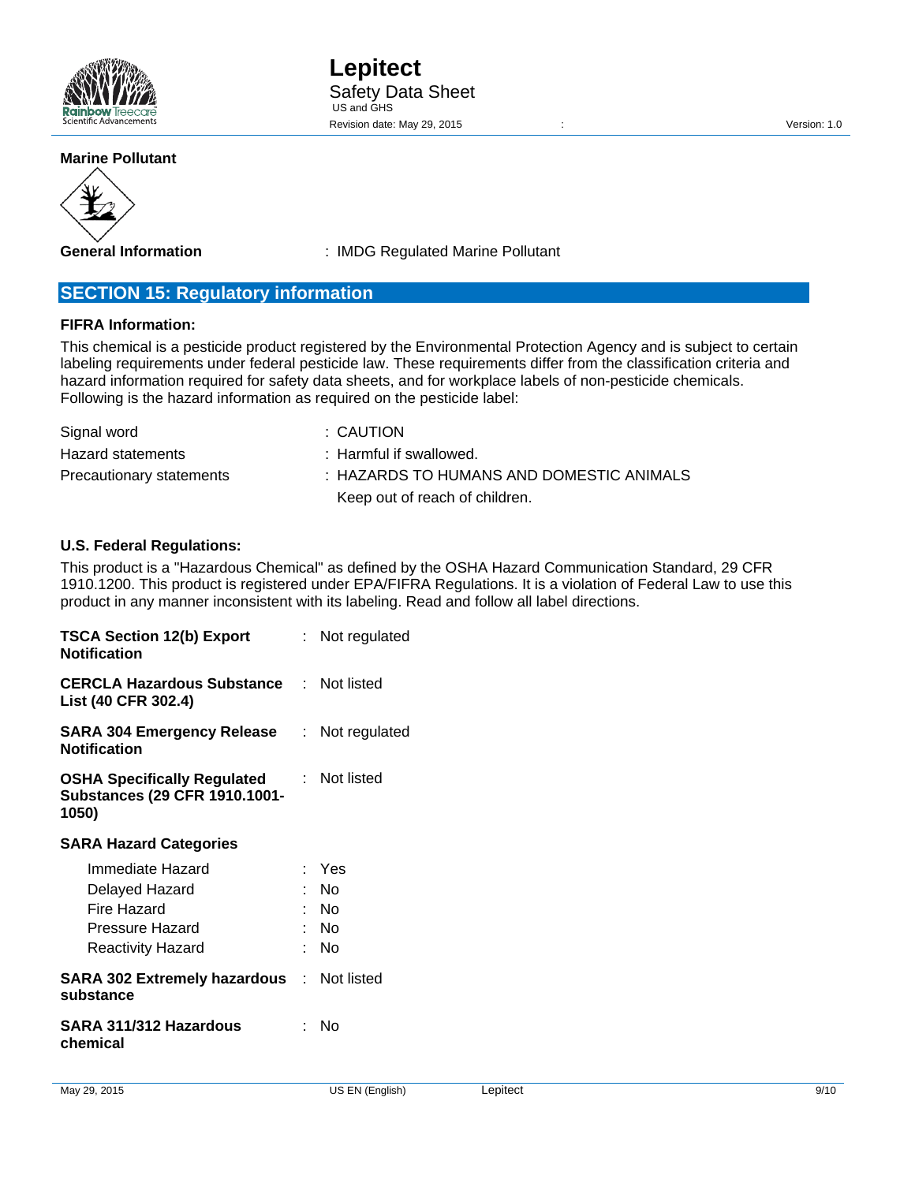**Marine Pollutant**

| | |
|---|---|
| **General Information** | : IMDG Regulated Marine Pollutant |

## SECTION 15: Regulatory information

**FIFRA Information:**

This chemical is a pesticide product registered by the Environmental Protection Agency and is subject to certain labeling requirements under federal pesticide law. These requirements differ from the classification criteria and hazard information required for safety data sheets, and for workplace labels of non-pesticide chemicals. Following is the hazard information as required on the pesticide label:

| | |
|---|---|
| Signal word | : CAUTION |
| Hazard statements | : Harmful if swallowed. |
| Precautionary statements | : HAZARDS TO HUMANS AND DOMESTIC ANIMALS<br>Keep out of reach of children. |

**U.S. Federal Regulations:**

This product is a "Hazardous Chemical" as defined by the OSHA Hazard Communication Standard, 29 CFR 1910.1200. This product is registered under EPA/FIFRA Regulations. It is a violation of Federal Law to use this product in any manner inconsistent with its labeling. Read and follow all label directions.

| | |
|---|---|
| **TSCA Section 12(b) Export Notification** | : Not regulated |
| **CERCLA Hazardous Substance List (40 CFR 302.4)** | : Not listed |
| **SARA 304 Emergency Release Notification** | : Not regulated |
| **OSHA Specifically Regulated Substances (29 CFR 1910.1001-1050)** | : Not listed |

**SARA Hazard Categories**

| | |
|---|---|
| Immediate Hazard | : Yes |
| Delayed Hazard | : No |
| Fire Hazard | : No |
| Pressure Hazard | : No |
| Reactivity Hazard | : No |

| | |
|---|---|
| **SARA 302 Extremely hazardous substance** | : Not listed |
| **SARA 311/312 Hazardous chemical** | : No |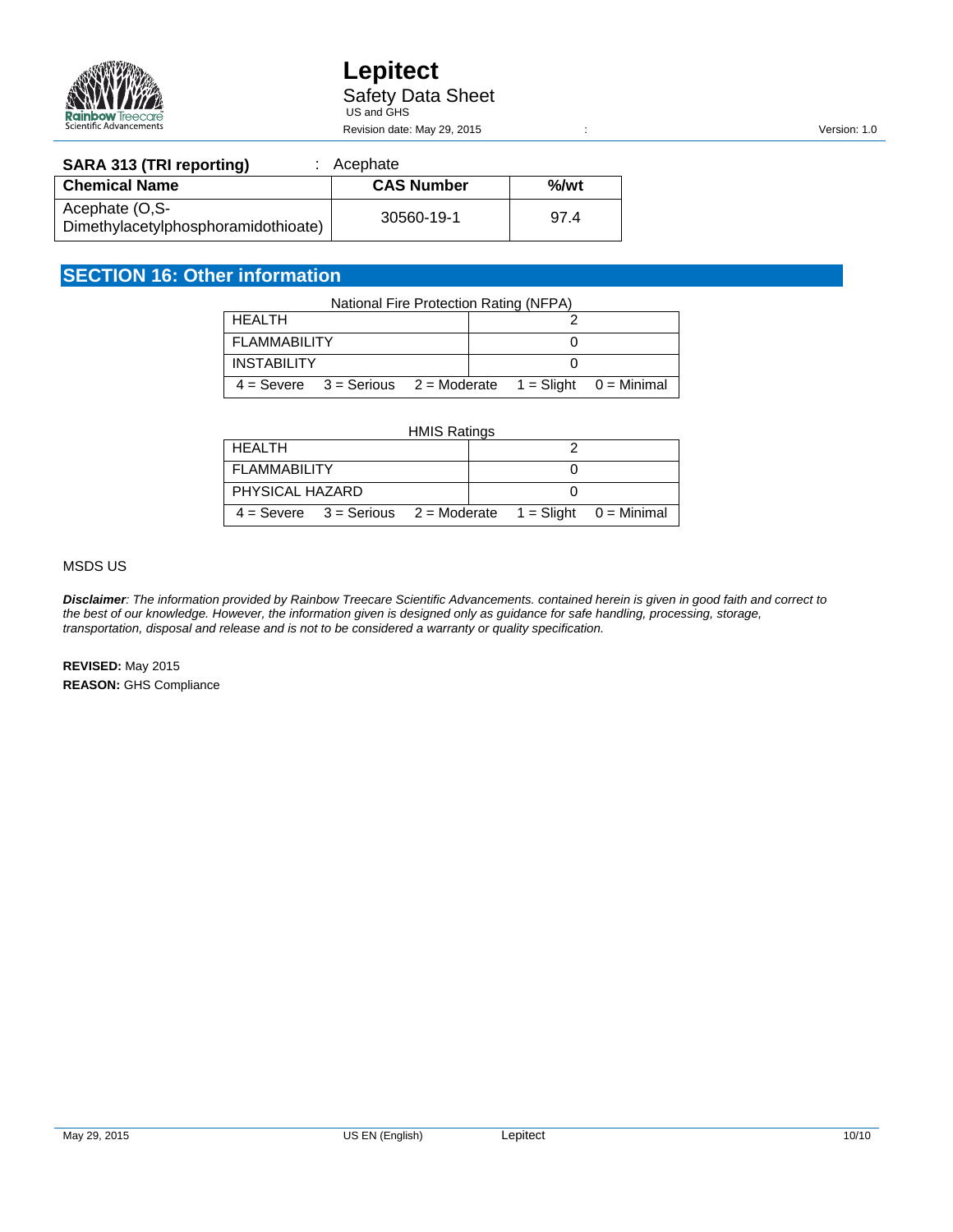**SARA 313 (TRI reporting)** : Acephate

| Chemical Name | CAS Number | %/wt |
|---|---|---|
| Acephate (O,S-Dimethylacetylphosphoramidothioate) | 30560-19-1 | 97.4 |

## SECTION 16: Other information

National Fire Protection Rating (NFPA)

| | |
|---|---|
| HEALTH | 2 |
| FLAMMABILITY | 0 |
| INSTABILITY | 0 |
| 4 = Severe 3 = Serious 2 = Moderate 1 = Slight 0 = Minimal | |

HMIS Ratings

| | |
|---|---|
| HEALTH | 2 |
| FLAMMABILITY | 0 |
| PHYSICAL HAZARD | 0 |
| 4 = Severe 3 = Serious 2 = Moderate 1 = Slight 0 = Minimal | |

MSDS US

***Disclaimer**: The information provided by Rainbow Treecare Scientific Advancements. contained herein is given in good faith and correct to the best of our knowledge. However, the information given is designed only as guidance for safe handling, processing, storage, transportation, disposal and release and is not to be considered a warranty or quality specification.*

**REVISED:** May 2015

**REASON:** GHS Compliance